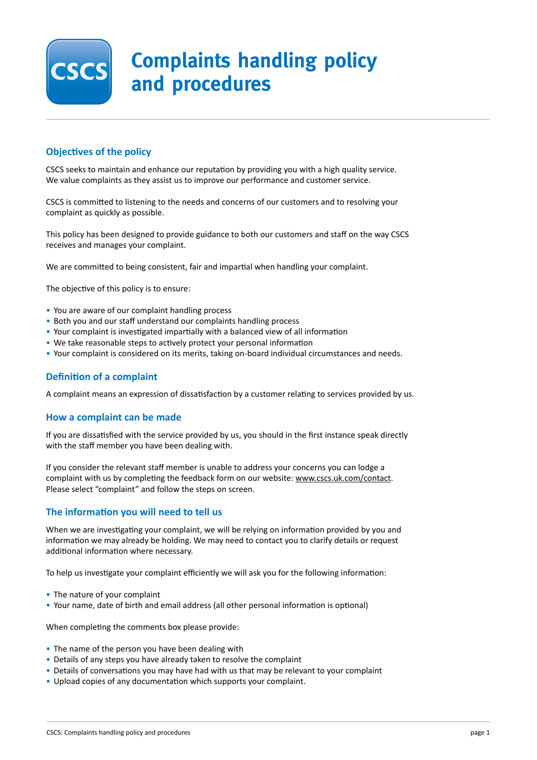# Complaints handling policy and procedures

## Objectives of the policy

CSCS seeks to maintain and enhance our reputation by providing you with a high quality service. We value complaints as they assist us to improve our performance and customer service.

CSCS is committed to listening to the needs and concerns of our customers and to resolving your complaint as quickly as possible.

This policy has been designed to provide guidance to both our customers and staff on the way CSCS receives and manages your complaint.

We are committed to being consistent, fair and impartial when handling your complaint.

The objective of this policy is to ensure:

- You are aware of our complaint handling process
- Both you and our staff understand our complaints handling process
- Your complaint is investigated impartially with a balanced view of all information
- We take reasonable steps to actively protect your personal information
- Your complaint is considered on its merits, taking on-board individual circumstances and needs.

## Definition of a complaint

A complaint means an expression of dissatisfaction by a customer relating to services provided by us.

## How a complaint can be made

If you are dissatisfied with the service provided by us, you should in the first instance speak directly with the staff member you have been dealing with.

If you consider the relevant staff member is unable to address your concerns you can lodge a complaint with us by completing the feedback form on our website: www.cscs.uk.com/contact. Please select "complaint" and follow the steps on screen.

## The information you will need to tell us

When we are investigating your complaint, we will be relying on information provided by you and information we may already be holding. We may need to contact you to clarify details or request additional information where necessary.

To help us investigate your complaint efficiently we will ask you for the following information:

- The nature of your complaint
- Your name, date of birth and email address (all other personal information is optional)

When completing the comments box please provide:

- The name of the person you have been dealing with
- Details of any steps you have already taken to resolve the complaint
- Details of conversations you may have had with us that may be relevant to your complaint
- Upload copies of any documentation which supports your complaint.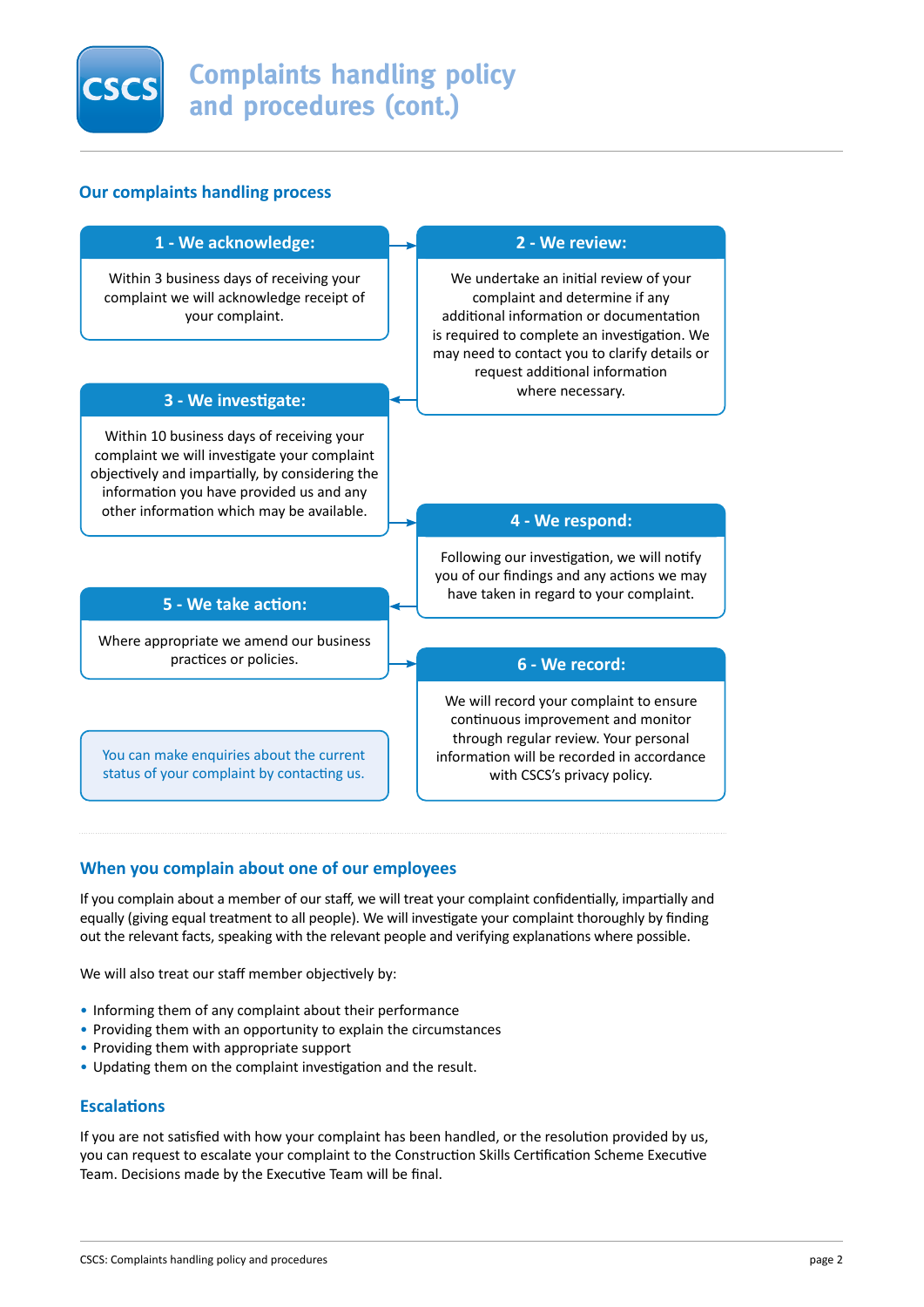# Complaints handling policy and procedures (cont.)

## Our complaints handling process

### 1 - We acknowledge:

Within 3 business days of receiving your complaint we will acknowledge receipt of your complaint.

### 2 - We review:

We undertake an initial review of your complaint and determine if any additional information or documentation is required to complete an investigation. We may need to contact you to clarify details or request additional information where necessary.

### 3 - We investigate:

Within 10 business days of receiving your complaint we will investigate your complaint objectively and impartially, by considering the information you have provided us and any other information which may be available.

### 4 - We respond:

Following our investigation, we will notify you of our findings and any actions we may have taken in regard to your complaint.

### 5 - We take action:

Where appropriate we amend our business practices or policies.

### 6 - We record:

We will record your complaint to ensure continuous improvement and monitor through regular review. Your personal information will be recorded in accordance with CSCS's privacy policy.

You can make enquiries about the current status of your complaint by contacting us.

## When you complain about one of our employees

If you complain about a member of our staff, we will treat your complaint confidentially, impartially and equally (giving equal treatment to all people). We will investigate your complaint thoroughly by finding out the relevant facts, speaking with the relevant people and verifying explanations where possible.

We will also treat our staff member objectively by:

- Informing them of any complaint about their performance
- Providing them with an opportunity to explain the circumstances
- Providing them with appropriate support
- Updating them on the complaint investigation and the result.

## Escalations

If you are not satisfied with how your complaint has been handled, or the resolution provided by us, you can request to escalate your complaint to the Construction Skills Certification Scheme Executive Team. Decisions made by the Executive Team will be final.